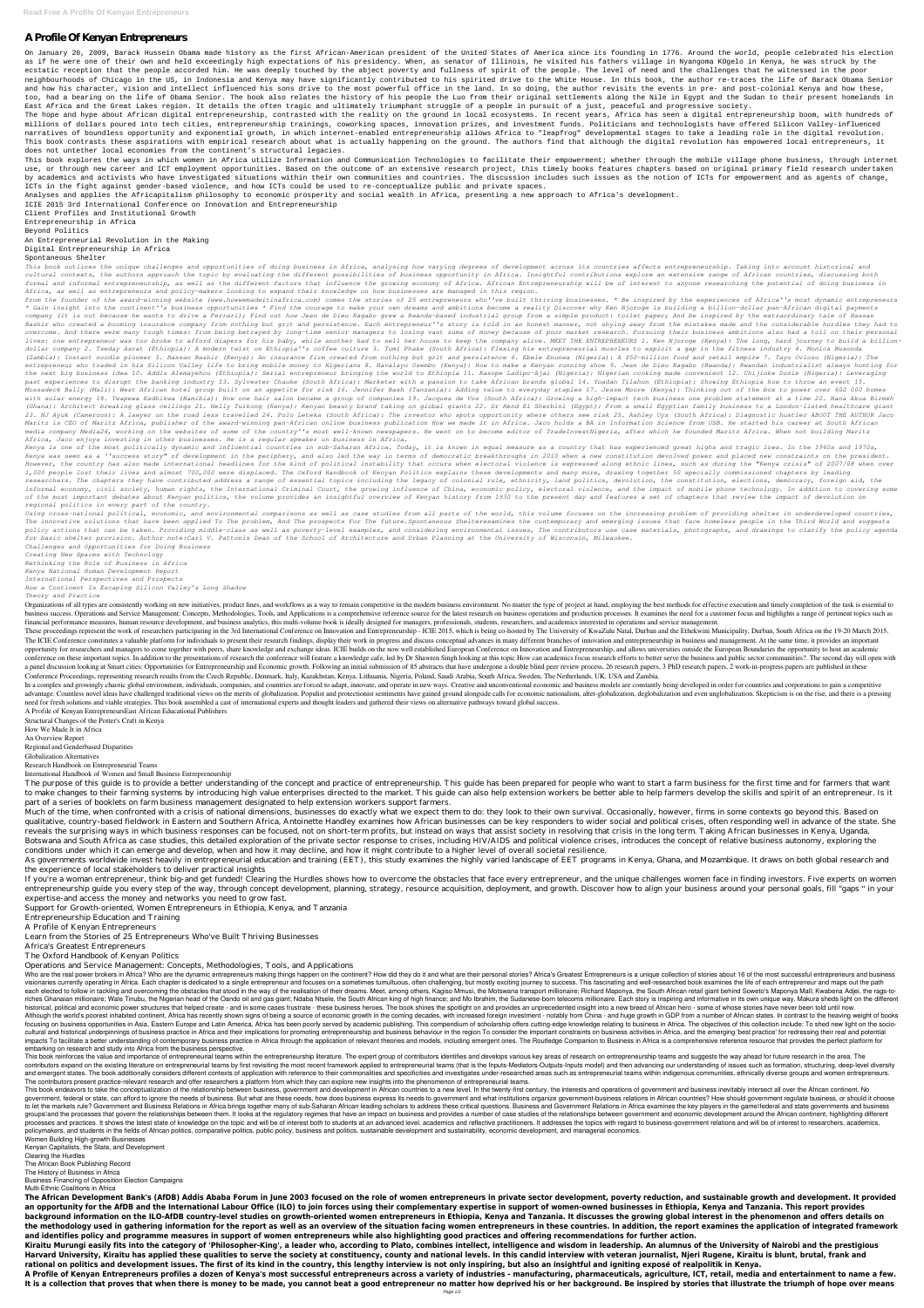# A Profile Of Kenyan Entrepreneurs

On January 20, 2009, Barack Hussein Obama made history as the first African-American president of the United States of America since its founding in 1776. Around the world, people celebrated his election as if he were one of their own and held exceedingly high expectations of his presidency. When, as senator of Illinois, he visited his fathers village in Nyangoma KOgelo in Kenya, he was struck by the ecstatic reception that the people accorded him. He was deeply touched by the abject poverty and fullness of spirit of the people. The level of need and the challenges that he witnessed in the poor neighbourhoods of Chicago in the US, in Indonesia and Kenya may have significantly contributed to his spirited drive to the White House. In this book, the author re-traces the life of Barack Obama Senior and how his character, vision and intellect influenced his sons drive to the most powerful office in the land. In so doing, the author revisits the events in pre- and post-colonial Kenya and how these, too, had a bearing on the life of Obama Senior. The book also relates the history of his people the Luo from their original settlements along the Nile in Egypt and the Sudan to their present homelands in East Africa and the Great Lakes region. It details the often tragic and ultimately triumphant struggle of a people in pursuit of a just, peaceful and progressive society.

The hope and hype about African digital entrepreneurship, contrasted with the reality on the ground in local ecosystems. In recent years, Africa has seen a digital entrepreneurship boom, with hundreds of millions of dollars poured into tech cities, entrepreneurship trainings, coworking spaces, innovation prizes, and investment funds. Politicians and technologists have offered Silicon Valley–influenced narratives of boundless opportunity and exponential growth, in which internet-enabled entrepreneurship allows Africa to "leapfrog" developmental stages to take a leading role in the digital revolution. This book contrasts these aspirations with empirical research about what is actually happening on the ground. The authors find that although the digital revolution has empowered local entrepreneurs, it does not untether local economies from the continent's structural legacies.

This book explores the ways in which women in Africa utilize Information and Communication Technologies to facilitate their empowerment; whether through the mobile village phone business, through internet use, or through new career and ICT employment opportunities. Based on the outcome of an extensive research project, this timely books features chapters based on original primary field research undertaken by academics and activists who have investigated situations within their own communities and countries. The discussion includes such issues as the notion of ICTs for empowerment and as agents of change, ICTs in the fight against gender-based violence, and how ICTs could be used to re-conceptualize public and private spaces.

Analyses and applies the Africapitalism philosophy to economic prosperity and social wealth in Africa, presenting a new approach to Africa's development.

ICIE 2015 3rd International Conference on Innovation and Entrepreneurship

Client Profiles and Institutional Growth

Entrepreneurship in Africa

Beyond Politics

An Entrepreneurial Revolution in the Making

Digital Entrepreneurship in Africa

Spontaneous Shelter

*This book outlines the unique challenges and opportunities of doing business in Africa, analysing how varying degrees of development across its countries affects entrepreneurship. Taking into account historical and cultural contexts, the authors approach the topic by evaluating the different possibilities of business opportunity in Africa. Insightful contributions explore an extensive range of African countries, discussing both formal and informal entrepreneurship, as well as the different factors that influence the growing economy of Africa. African Entrepreneurship will be of interest to anyone researching the potential of doing business in Africa, as well as entrepreneurs and policy-makers looking to expand their knowledge on how businesses are managed in this region.*

*From the founder of the award-winning website (www.howwemadeitinafrica.com) comes the stories of 25 entrepreneurs who''ve built thriving businesses. \* Be inspired by the experiences of Africa''s most dynamic entrepreneurs \* Gain insight into the continent''s business opportunities \* Find the courage to make your own dreams and ambitions become a reality Discover why Ken Njoroge is building a billion-dollar pan-African digital payments company (it is not because he wants to drive a Ferrari); Find out how Jean de Dieu Kagabo grew a Rwanda-based industrial group from a simple product: toilet paper; And be inspired by the extraordinary tale of Hassan Bashir who created a booming insurance company from nothing but grit and persistence. Each entrepreneur''s story is told in an honest manner, not shying away from the mistakes made and the considerable hurdles they had to overcome. And there were many tough times: from being betrayed by long-time senior managers to losing vast sums of money because of poor market research. Pursuing their business ambitions also had a toll on their personal lives: one entrepreneur was too broke to afford diapers for his baby, while another had to sell her house to keep the company alive. MEET THE ENTREPRENEURS 1. Ken Njoroge (Kenya): The long, hard journey to build a billion-dollar company 2. Tseday Asrat (Ethiopia): A modern twist on Ethiopia''s coffee culture 3. Tumi Phake (South Africa): Flexing his entrepreneurial muscles to exploit a gap in the fitness industry 4. Monica Musonda (Zambia): Instant noodle pioneer 5. Hassan Bashir (Kenya): An insurance firm created from nothing but grit and persistence 6. Ebele Enunwa (Nigeria): A \$50-million food and retail empire 7. Tayo Oviosu (Nigeria): The entrepreneur who traded in his Silicon Valley life to bring mobile money to Nigerians 8. Navalayo Osembo (Kenya): How to make a Kenyan running shoe 9. Jean de Dieu Kagabo (Rwanda): Rwandan industrialist always hunting for the next big business idea 10. Addis Alemayehou (Ethiopia): Serial entrepreneur bringing the world to Ethiopia 11. Kasope Ladipo-Ajai (Nigeria): Nigerian cooking made convenient 12. Chijioke Dozie (Nigeria): Leveraging past experiences to disrupt the banking industry 13. Sylvester Chauke (South Africa): Marketer with a passion to take African brands global 14. Yoadan Tilahun (Ethiopia): Showing Ethiopia how to throw an event 15. Mossadeck Bally (Mali): West African hotel group built on an appetite for risk 16. Jennifer Bash (Tanzania): Adding value to everyday staples 17. Jesse Moore (Kenya): Thinking out of the box to power over 600 000 homes with solar energy 18. Twapewa Kadhikwa (Namibia): How one hair salon became a group of companies 19. Jacques de Vos (South Africa): Growing a high-impact tech business one problem statement at a time 20. Nana Akua Birmeh (Ghana): Architect breaking glass ceilings 21. Nelly Tuikong (Kenya): Kenyan beauty brand taking on global giants 22. Dr Hend El Sherbini (Egypt): From a small Egyptian family business to a London-listed healthcare giant 23. NJ Ayuk (Cameroon): A lawyer on the road less travelled 24. Polo Leteka (South Africa): The investor who spots opportunity where others see risk 25. Ashley Uys (South Africa): Diagnostic hustler ABOUT THE AUTHOR Jaco Maritz is CEO of Maritz Africa, publisher of the award-winning pan-African online business publication How we made it in Africa. Jaco holds a BA in Information Science from USB. He started his career at South African media company Media24, working on the websites of some of the country''s most well-known newspapers. He went on to become editor of TradeInvestNigeria, after which he founded Maritz Africa. When not building Maritz Africa, Jaco enjoys investing in other businesses. He is a regular speaker on business in Africa.*

*Kenya is one of the most politically dynamic and influential countries in sub-Saharan Africa. Today, it is known in equal measure as a country that has experienced great highs and tragic lows. In the 1960s and 1970s, Kenya was seen as a ''success story'' of development in the periphery, and also led the way in terms of democratic breakthroughs in 2010 when a new constitution devolved power and placed new constraints on the president. However, the country has also made international headlines for the kind of political instability that occurs when electoral violence is expressed along ethnic lines, such as during the "Kenya crisis" of 2007/08 when over 1,000 people lost their lives and almost 700,000 were displaced. The Oxford Handbook of Kenyan Politics explains these developments and many more, drawing together 50 specially commissioned chapters by leading researchers. The chapters they have contributed address a range of essential topics including the legacy of colonial rule, ethnicity, land politics, devolution, the constitution, elections, democracy, foreign aid, the informal economy, civil society, human rights, the International Criminal Court, the growing influence of China, economic policy, electoral violence, and the impact of mobile phone technology. In addition to covering some of the most important debates about Kenyan politics, the volume provides an insightful overview of Kenyan history from 1930 to the present day and features a set of chapters that review the impact of devolution on regional politics in every part of the country.*

*Using cross-national political, economic, and environmental comparisons as well as case studies from all parts of the world, this volume focuses on the increasing problem of providing shelter in underdeveloped countries. The innovative solutions that have been applied To The Problem, And The prospects For The Future.Spontaneous Shelterexamines the contemporary and emerging issues that face homeless people in the Third World and suggests policy actions that can be taken. Providing middle-class as well as poverty-level examples, and considering environmental issues, The contributors use case materials, photographs, and drawings to clarify the policy agenda for basic shelter provision. Author note:Carl V. Pattonis Dean of the School of Architecture and Urban Planning at the University of Wisconsin, Milwaukee.*

*Challenges and Opportunities for Doing Business*

*Creating New Spaces with Technology*

*Rethinking the Role of Business in Africa*

*Kenya National Human Development Report*

*International Perspectives and Prospects*

*How a Continent Is Escaping Silicon Valley's Long Shadow*

*Theory and Practice*

Organizations of all types are consistently working on new initiatives, product lines, and workflows as a way to remain competitive in the modern business environment. No matter the type of project at hand, employing the best methods for effective execution and timely completion of the task is essential to business success. Operations and Service Management: Concepts, Methodologies, Tools, and Applications is a comprehensive reference source for the latest research on business operations and production processes. It examines the need for a customer focus and highlights a range of pertinent topics such as financial performance measures, human resource development, and business analytics, this multi-volume book is ideally designed for managers, professionals, students, researchers, and academics interested in operations and service management.

These proceedings represent the work of researchers participating in the 3rd International Conference on Innovation and Entrepreneurship - ICIE 2015, which is being co-hosted by The University of KwaZulu Natal, Durban and the Ethekwini Municipality, Durban, South Africa on the 19-20 March 2015. The ICIE Conference constitutes a valuable platform for individuals to present their research findings, display their work in progress and discuss conceptual advances in many different branches of innovation and entrepreneurship in business and management. At the same time, it provides an important opportunity for researchers and managers to come together with peers, share knowledge and exchange ideas. ICIE builds on the now well established European Conference on Innovation and Entrepreneurship, and allows universities outside the European Boundaries the opportunity to host an academic conference on these important topics. In addition to the presentations of research the conference will feature a knowledge café, led by Dr Shawren Singh looking at this topic How can academics focus research efforts to better serve the business and public sector communities? The second day will open with a panel discussion looking at Smart cities: Opportunities for Entrepreneurship and Economic growth. Following an initial submission of 85 abstracts that have undergone a double blind peer review process, 26 research papers, 3 PhD research papers, 2 work-in-progress papers are published in these Conference Proceedings, representing research results from the Czech Republic, Denmark, Italy, Kazakhstan, Kenya, Lithuania, Nigeria, Poland, Saudi Arabia, South Africa, Sweden, The Netherlands, UK, USA and Zambia.

In a complex and growingly chaotic global environment, individuals, companies, and countries are forced to adapt, innovate, and operate in new ways. Creative and unconventional economic and business models are constantly being developed in order for countries and corporations to gain a competitive advantage. Countless novel ideas have challenged traditional views on the merits of globalization. Populist and protectionist sentiments have gained ground alongside calls for economic nationalism, alter-globalization, deglobalization and even unglobalization. Skepticism is on the rise, and there is a pressing need for fresh solutions and viable strategies. This book assembled a cast of international experts and thought leaders and gathered their views on alternative pathways toward global success.

A Profile of Kenyan EntrepreneursEast African Educational Publishers

Structural Changes of the Potter's Craft in Kenya

How We Made It in Africa

An Overview Report

Regional and Genderbased Disparities

Globalization Alternatives

Research Handbook on Entrepreneurial Teams

International Handbook of Women and Small Business Entrepreneurship

The purpose of this guide is to provide a better understanding of the concept and practice of entrepreneurship. This guide has been prepared for people who want to start a farm business for the first time and for farmers that want to make changes to their farming systems by introducing high value enterprises directed to the market. This guide can also help extension workers be better able to help farmers develop the skills and spirit of an entrepreneur. Is it part of a series of booklets on farm business management designated to help extension workers support farmers.

Much of the time, when confronted with a crisis of national dimensions, businesses do exactly what we expect them to do: they look to their own survival. Occasionally, however, firms in some contexts go beyond this. Based on qualitative, country-based fieldwork in Eastern and Southern Africa, Antoinette Handley examines how African businesses can be key responders to wider social and political crises, often responding well in advance of the state. She reveals the surprising ways in which business responses can be focused, not on short-term profits, but instead on ways that assist society in resolving that crisis in the long term. Taking African businesses in Kenya, Uganda, Botswana and South Africa as case studies, this detailed exploration of the private sector response to crises, including HIV/AIDS and political violence crises, introduces the concept of relative business autonomy, exploring the conditions under which it can emerge and develop, when and how it may decline, and how it might contribute to a higher level of overall societal resilience.

As governments worldwide invest heavily in entrepreneurial education and training (EET), this study examines the highly varied landscape of EET programs in Kenya, Ghana, and Mozambique. It draws on both global research and the experience of local stakeholders to deliver practical insights

If you're a woman entrepreneur, think big-and get funded! Clearing the Hurdles shows how to overcome the obstacles that face every entrepreneur, and the unique challenges women face in finding investors. Five experts on women entrepreneurship guide you every step of the way, through concept development, planning, strategy, resource acquisition, deployment, and growth. Discover how to align your business around your personal goals, fill "gaps " in your expertise-and access the money and networks you need to grow fast.

Support for Growth-oriented, Women Entrepreneurs in Ethiopia, Kenya, and Tanzania

Entrepreneurship Education and Training

A Profile of Kenyan Entrepreneurs

Learn from the Stories of 25 Entrepreneurs Who've Built Thriving Businesses

Africa's Greatest Entrepreneurs

The Oxford Handbook of Kenyan Politics

Operations and Service Management: Concepts, Methodologies, Tools, and Applications

Who are the real power brokers in Africa? Who are the dynamic entrepreneurs making things happen on the continent? How did they do it and what are their personal stories? Africa's Greatest Entrepreneurs is a unique collection of stories about 16 of the most successful entrepreneurs and business visionaries currently operating in Africa. Each chapter is dedicated to a single entrepreneur and focuses on a sometimes tumultuous, often challenging, but mostly exciting journey to success. This fascinating and well-researched book examines the life of each entrepreneur and maps out the path each elected to follow in tackling and overcoming the obstacles that stood in the way of the realisation of their dreams. Meet, among others, Kagiso Mmusi, the Motswana transport millionaire; Richard Maponya, the South African retail giant behind Soweto's Maponya Mall; Kwabena Adjei, the rags-to-riches Ghanaian millionaire; Wale Tinubu, the Nigerian head of the Oando oil and gas giant; Ndaba Ntsele, the South African king of high finance; and Mo Ibrahim, the Sudanese-born telecoms millionaire. Each story is inspiring and informative in its own unique way. Makura sheds light on the different historical, political and economic power structures that helped create - and in some cases frustrate - these business heroes. The book shines the spotlight on and provides an unprecedented insight into a new breed of African hero - some of whose stories have never been told until now.

Although the world's poorest inhabited continent, Africa has recently shown signs of being a source of economic growth in the coming decades, with increased foreign investment - notably from China - and huge growth in GDP from a number of African states. In contrast to the heaving weight of books focusing on business opportunities in Asia, Eastern Europe and Latin America, Africa has been poorly served by academic publishing. This compendium of scholarship offers cutting-edge knowledge relating to business in Africa. The objectives of this collection include: To shed new light on the socio-cultural and historical underpinnings of business practice in Africa and their implications for promoting entrepreneurship and business behaviour in the region To consider the important constraints on business activities in Africa, and the emerging 'best practice' for redressing their real and potential impacts To facilitate a better understanding of contemporary business practice in Africa through the application of relevant theories and models, including emergent ones. The Routledge Companion to Business in Africa is a comprehensive reference resource that provides the perfect platform for embarking on research and study into Africa from the business perspective.

This book reinforces the value and importance of entrepreneurial teams within the entrepreneurship literature. The expert group of contributors identifies and develops various key areas of research on entrepreneurship teams and suggests the way ahead for future research in the area. The contributors expand on the existing literature on entrepreneurial teams by first revisiting the most recent framework applied to entrepreneurial teams (that is the Inputs-Mediators-Outputs-Inputs model) and then advancing our understanding of issues such as formation, structuring, deep-level diversity and emergent states. The book additionally considers different contexts of application with reference to their commonalities and specificities and investigates under-researched areas such as entrepreneurial teams within indigenous communities, ethnically diverse groups and women entrepreneurs. The contributors present practice-relevant research and offer researchers a platform from which they can explore new insights into the phenomenon of entrepreneurial teams.

This book endeavors to take the conceptualization of the relationship between business, government and development in African countries to a new level. In the twenty-first century, the interests and operations of government and business inevitably intersect all over the African continent. No government, federal or state, can afford to ignore the needs of business. But what are these needs, how does business express its needs to government and what institutions organize government-business relations in African countries? How should government regulate business, or should it choose to let the markets rule? Government and Business Relations in Africa brings together many of sub-Saharan African leading scholars to address these critical questions. Business and Government Relations in Africa examines the key players in the game­federal and state governments and business groups­and the processes that govern the relationships between them. It looks at the regulatory regimes that have an impact on business and provides a number of case studies of the relationships between government and economic development around the African continent, highlighting different processes and practices. It shows the latest state of knowledge on the topic and will be of interest both to students at an advanced level, academics and reflective practitioners. It addresses the topics with regard to business-government relations and will be of interest to researchers, academics, policymakers, and students in the fields of African politics, comparative politics, public policy, business and politics, sustainable development and sustainability, economic development, and managerial economics.

Women Building High-growth Businesses

Kenyan Capitalists, the State, and Development

Clearing Hurdles

The African Book Publishing Record

The History of Business in Africa

Business Financing of Opposition Election Campaigns

Multi-Ethnic Coalitions in Africa

**The African Development Bank's (AfDB) Addis Ababa Forum in June 2003 focused on the role of women entrepreneurs in private sector development, poverty reduction, and sustainable growth and development. It provided an opportunity for the AfDB and the International Labour Office (ILO) to join forces using their complementary expertise in support of women-owned businesses in Ethiopia, Kenya and Tanzania. This report provides background information on the ILO-AfDB country-level studies on growth-oriented women entrepreneurs in Ethiopia, Kenya and Tanzania. It discusses the growing global interest in the phenomenon and offers details on the methodology used in gathering information for the report as well as an overview of the situation facing women entrepreneurs in these countries. In addition, the report examines the application of integrated framework and identifies policy and programme measures in support of women entrepreneurs while also highlighting good practices and offering recommendations for further action.**

**Kiraitu Murungi easily fits into the category of 'Philosopher-King', a leader who, according to Plato, combines intellect, intelligence and wisdom in leadership. An alumnus of the University of Nairobi and the prestigious Harvard University, Kiraitu has applied these qualities to serve the society at constituency, county and national levels. In this candid interview with veteran journalist, Njeri Rugene, Kiraitu is blunt, brutal, frank and rational on politics and development issues. The first of its kind in the country, this lengthy interview is not only inspiring, but also an insightful and igniting exposé of realpolitik in Kenya.**

**A Profile of Kenyan Entrepreneurs profiles a dozen of Kenya's most successful entrepreneurs across a variety of industries - manufacturing, pharmaceuticals, agriculture, ICT, retail, media and entertainment to name a few. It is a collection that proves that when there is money to be made, you cannot beat a good entrepreneur no matter how deprived his or her background. Be inspired by stories that illustrate the triumph of hope over means**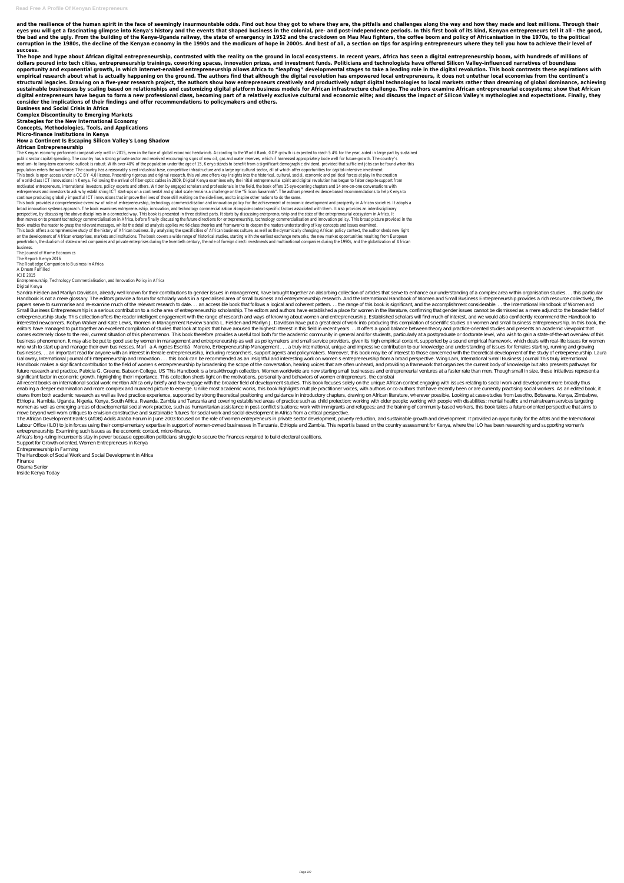and the resilience of the human spirit in the face of seemingly insurmountable odds. Find out how they got to where they are, the pitfalls and challenges along the way and how they made and lost millions. Through their eyes you will get a fascinating glimpse into Kenya's history and the events that shaped business in the colonial, pre- and post-independence periods. In this first book of its kind, Kenyan entrepreneurs tell it all - the good, the bad and the ugly. From the building of the Kenya-Uganda railway, the state of emergency in 1952 and the crackdown on Mau Mau fighters, the coffee boom and policy of Africanisation in the 1970s, to the political corruption in the 1980s, the decline of the Kenyan economy in the 1990s and the modicum of hope in 2000s. And best of all, a section on tips for aspiring entrepreneurs where they tell you how to achieve their level of success.

**The hope and hype about African digital entrepreneurship, contrasted with the reality on the ground in local ecosystems. In recent years, Africa has seen a digital entrepreneurship boom, with hundreds of millions of dollars poured into tech cities, entrepreneurship trainings, coworking spaces, innovation prizes, and investment funds. Politicians and technologists have offered Silicon Valley–influenced narratives of boundless opportunity and exponential growth, in which internet-enabled entrepreneurship allows Africa to "leapfrog" developmental stages to take a leading role in the digital revolution. This book contrasts these aspirations with empirical research about what is actually happening on the ground. The authors find that although the digital revolution has empowered local entrepreneurs, it does not untether local economies from the continent's structural legacies. Drawing on a five-year research project, the authors show how entrepreneurs creatively and productively adapt digital technologies to local markets rather than dreaming of global dominance, achieving sustainable businesses by scaling based on relationships and customizing digital platform business models for African infrastructure challenge. The authors examine African entrepreneurial ecosystems; show that African digital entrepreneurs have begun to form a new professional class, becoming part of a relatively exclusive cultural and economic elite; and discuss the impact of Silicon Valley's mythologies and expectations. Finally, they consider the implications of their findings and offer recommendations to policymakers and others.**

**Business and Social Crisis in Africa**

**Complex Discontinuity to Emerging Markets**

**Strategies for the New International Economy**

**Concepts, Methodologies, Tools, and Applications**

**Micro-finance Institutions in Kenya**

**How a Continent Is Escaping Silicon Valley's Long Shadow**

**African Entrepreneurship**

The Kenyan economy performed comparatively well in 2015, even in the face of global economic headwinds. According to the World Bank, GDP growth is expected to reach 5.4% for the year, aided in large part by sustained public sector capital spending. The country has a strong private sector and received encouraging signs of new oil, gas and water reserves, which if harnessed appropriately bode well for future growth. The country's medium- to long-term economic outlook is robust. With over 40% of the population under the age of 15, Kenya stands to benefit from a significant demographic dividend, provided that sufficient jobs can be found when this population enters the workforce. The country has a reasonably sized industrial base, competitive infrastructure and a large agricultural sector, all of which offer opportunities for capital-intensive investment.

This book is open access under a CC BY 4.0 license. Presenting rigorous and original research, this volume offers key insights into the historical, cultural, social, economic and political forces at play in the creation of world-class ICT innovations in Kenya. Following the arrival of fiber-optic cables in 2009, Digital Kenya examines why the initial entrepreneurial spirit and digital revolution has begun to falter despite support from motivated entrepreneurs, international investors, policy experts and others. Written by engaged scholars and professionals in the field, the book offers 15 eye-opening chapters and 14 one-on-one conversations with entrepreneurs and investors to ask why establishing ICT start-ups on a continental and global scale remains a challenge on the "Silicon Savannah". The authors present evidence-based recommendations to help Kenya to continue producing globally impactful ICT innovations that improve the lives of those still waiting on the side-lines, and to inspire other nations to do the same.

This book provides a comprehensive overview of role of entrepreneurship, technology commercialisation and innovation policy for the achievement of economic development and prosperity in African societies. It adopts a broad innovation systems approach. The book examines entrepreneurship, innovation, and technology commercialisation alongside context-specific factors associated with them. It also provides an interdisciplinary perspective, by discussing the above disciplines in a connected way. This book is presented in three distinct parts. It starts by discussing entrepreneurship and the state of the entrepreneurial ecosystem in Africa. It then moves on to present technology commercialisation in Africa, before finally discussing the future directions for entrepreneurship, technology commercialisation and innovation policy. This broad picture provided in the book enables the reader to grasp the relevant messages, whilst the detailed analysis applies world-class theories and frameworks to deepen the readers understanding of key concepts and issues examined.

This book offers a comprehensive study of the history of African business. By analyzing the specificities of African business culture, as well as the dynamically changing African policy context, the author sheds new light on the development of African enterprises, markets and institutions. The book covers a wide range of historical studies, starting with the earliest exchange networks, the new market opportunities resulting from European penetration, the dualism of state-owned companies and private enterprises during the twentieth century, the role of foreign direct investments and multinational companies during the 1990s, and the globalization of African business.

The Journal of Home Economics

The Report: Kenya 2016

The Routledge Companion to Business in Africa

A Dream Fulfilled

ICIE 2015

Entrepreneurship, Technology Commercialisation, and Innovation Policy in Africa

Digital Kenya

Sandra Fielden and Marilyn Davidson, already well known for their contributions to gender issues in management, have brought together an absorbing collection of articles that serve to enhance our understanding of a complex area within organisation studies. . . this particular Handbook is not a mere glossary. The editors provide a forum for scholarly works in a specialised area of small business and entrepreneurship research. And the International Handbook of Women and Small Business Entrepreneurship provides a rich resource collectively, the papers serve to summarise and re-examine much of the relevant research to date. . . an accessible book that follows a logical and coherent pattern. . . the range of this book is significant, and the accomplishment considerable. . . the International Handbook of Women and Small Business Entrepreneurship is a serious contribution to a niche area of entrepreneurship scholarship. The editors and authors have established a place for women in the literature, confirming that gender issues cannot be dismissed as a mere adjunct to the broader field of entrepreneurship study. This collection offers the reader intelligent engagement with the range of research and ways of knowing about women and entrepreneurship. Established scholars will find much of interest, and we would also confidently recommend the Handbook to interested newcomers. Robyn Walker and Kate Lewis, Women in Management Review Sandra L. Fielden and Marilyn J. Davidson have put a great deal of work into producing this compilation of scientific studies on women and small business entrepreneurship. In this book, the editors have managed to put together an excellent compilation of studies that look at topics that have aroused the highest interest in this field in recent years. . . It offers a good balance between theory and practice-oriented studies and presents an academic viewpoint that comes extremely close to the real, current situation of this phenomenon. This book therefore provides a useful tool both for the academic community in general and for students, particularly at a postgraduate or doctorate level, who wish to gain a state-of-the-art overview of this business phenomenon. It may also be put to good use by women in management and entrepreneurship as well as policymakers and small service providers, given its high empirical content, supported by a sound empirical framework, which deals with real-life issues for women who wish to start up and manage their own businesses. Marί a Á ngeles Escribá Moreno, Entrepreneurship Management . . . a truly international, unique and impressive contribution to our knowledge and understanding of issues for females starting, running and growing businesses. . . an important read for anyone with an interest in female entrepreneurship, including researchers, support agents and policymakers. Moreover, this book may be of interest to those concerned with the theoretical development of the study of entrepreneurship. Laura Galloway, International Journal of Entrepreneurship and Innovation . . . this book can be recommended as an insightful and interesting work on women s entrepreneurship from a broad perspective. Wing Lam, International Small Business Journal This truly international Handbook makes a significant contribution to the field of women s entrepreneurship by broadening the scope of the conversation, hearing voices that are often unheard, and providing a framework that organizes the current body of knowledge but also presents pathways for future research and practice. Patricia G. Greene, Babson College, US This Handbook is a breakthrough collection. Women worldwide are now starting small businesses and entrepreneurial ventures at a faster rate than men. Though small in size, these initiatives represent a significant factor in economic growth, highlighting their importance. This collection sheds light on the motivations, personality and behaviors of women entrepreneurs, the constrai

All recent books on international social work mention Africa only briefly and few engage with the broader field of development studies. This book focuses solely on the unique African context engaging with issues relating to social work and development more broadly thus enabling a deeper examination and more complex and nuanced picture to emerge. Unlike most academic works, this book highlights multiple practitioner voices, with authors or co-authors that have recently been or are currently practising social workers. As an edited book, it draws from both academic research as well as lived practice experience, supported by strong theoretical positioning and guidance in introductory chapters, drawing on African literature, wherever possible. Looking at case-studies from Lesotho, Botswana, Kenya, Zimbabwe, Ethiopia, Namibia, Uganda, Nigeria, Kenya, South Africa, Rwanda, Zambia and Tanzania and covering established areas of practice such as child protection; working with older people; working with people with disabilities; mental health; and mainstream services targeting women as well as emerging areas of developmental social work practice, such as humanitarian assistance in post-conflict situations; work with immigrants and refugees; and the training of community-based workers, this book takes a future-oriented perspective that aims to move beyond well-worn critiques to envision constructive and sustainable futures for social work and social development in Africa from a critical perspective.

The African Development Bank's (AfDB) Addis Ababa Forum in June 2003 focused on the role of women entrepreneurs in private sector development, poverty reduction, and sustainable growth and development. It provided an opportunity for the AfDB and the International Labour Office (ILO) to join forces using their complementary expertise in support of women-owned businesses in Tanzania, Ethiopia and Zambia. This report is based on the country assessment for Kenya, where the ILO has been researching and supporting women's entrepreneurship. Examining such issues as the economic context, micro-finance.

Africa's long-ruling incumbents stay in power because opposition politicians struggle to secure the finances required to build electoral coalitions.

Support for Growth-oriented, Women Entrepreneurs in Kenya

Entrepreneurship in Farming

The Handbook of Social Work and Social Development in Africa

Finance

Obama Senior

Inside Kenya Today